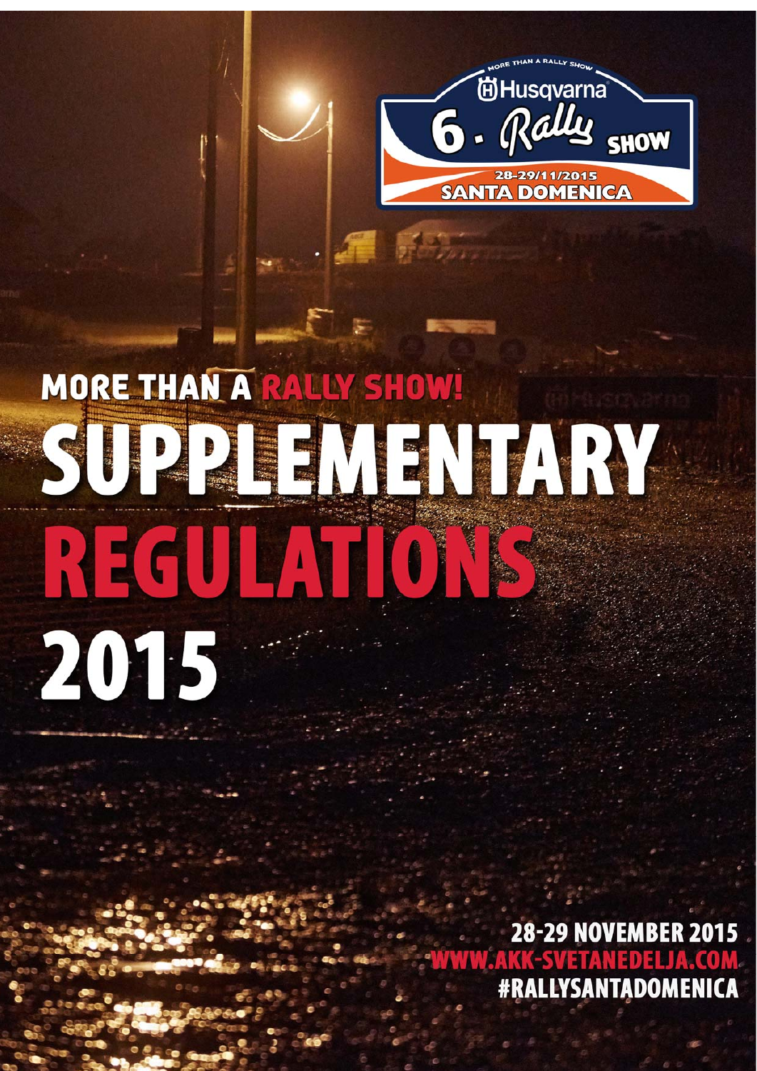MORE THAN A RALLY SHOW

Husqvarna

6. Rally SHOW

28-29/11/2015

SANTA DOMENICA

# MORE THAN A RALLY SHOW!

# SUPPLEMENTARY REGULATIONS 2015

28-29 NOVEMBER 2015

WWW.AKK-SVETANEDELJA.COM

#RALLYSANTADOMENICA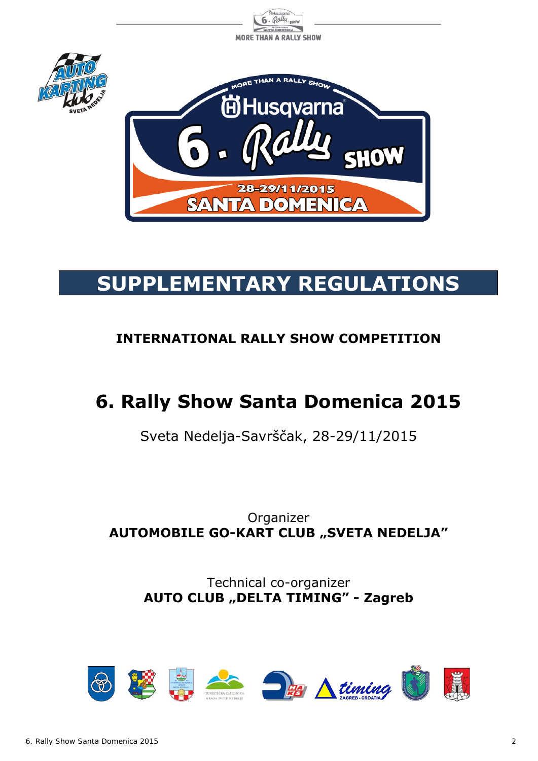# SUPPLEMENTARY REGULATIONS

**INTERNATIONAL RALLY SHOW COMPETITION**

## 6. Rally Show Santa Domenica 2015

Sveta Nedelja-Savrščak, 28-29/11/2015

Organizer
**AUTOMOBILE GO-KART CLUB „SVETA NEDELJA"**

Technical co-organizer
**AUTO CLUB „DELTA TIMING" - Zagreb**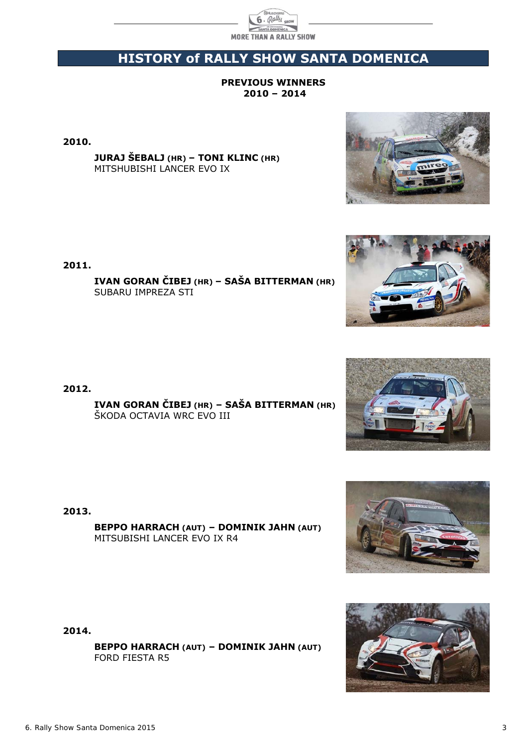# HISTORY of RALLY SHOW SANTA DOMENICA

**PREVIOUS WINNERS**
**2010 – 2014**

**2010.**

**JURAJ ŠEBALJ (HR) – TONI KLINC (HR)**
MITSHUBISHI LANCER EVO IX

**2011.**

**IVAN GORAN ČIBEJ (HR) – SAŠA BITTERMAN (HR)**
SUBARU IMPREZA STI

**2012.**

**IVAN GORAN ČIBEJ (HR) – SAŠA BITTERMAN (HR)**
ŠKODA OCTAVIA WRC EVO III

**2013.**

**BEPPO HARRACH (AUT) – DOMINIK JAHN (AUT)**
MITSUBISHI LANCER EVO IX R4

**2014.**

**BEPPO HARRACH (AUT) – DOMINIK JAHN (AUT)**
FORD FIESTA R5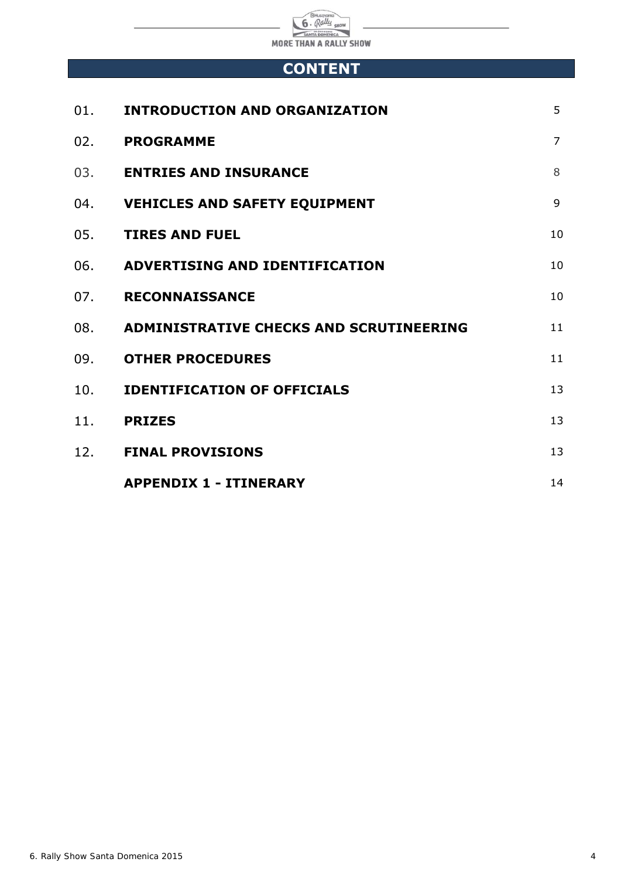# CONTENT

| | | |
|---|---|---|
| 01. | **INTRODUCTION AND ORGANIZATION** | 5 |
| 02. | **PROGRAMME** | 7 |
| 03. | **ENTRIES AND INSURANCE** | 8 |
| 04. | **VEHICLES AND SAFETY EQUIPMENT** | 9 |
| 05. | **TIRES AND FUEL** | 10 |
| 06. | **ADVERTISING AND IDENTIFICATION** | 10 |
| 07. | **RECONNAISSANCE** | 10 |
| 08. | **ADMINISTRATIVE CHECKS AND SCRUTINEERING** | 11 |
| 09. | **OTHER PROCEDURES** | 11 |
| 10. | **IDENTIFICATION OF OFFICIALS** | 13 |
| 11. | **PRIZES** | 13 |
| 12. | **FINAL PROVISIONS** | 13 |
| | **APPENDIX 1 - ITINERARY** | 14 |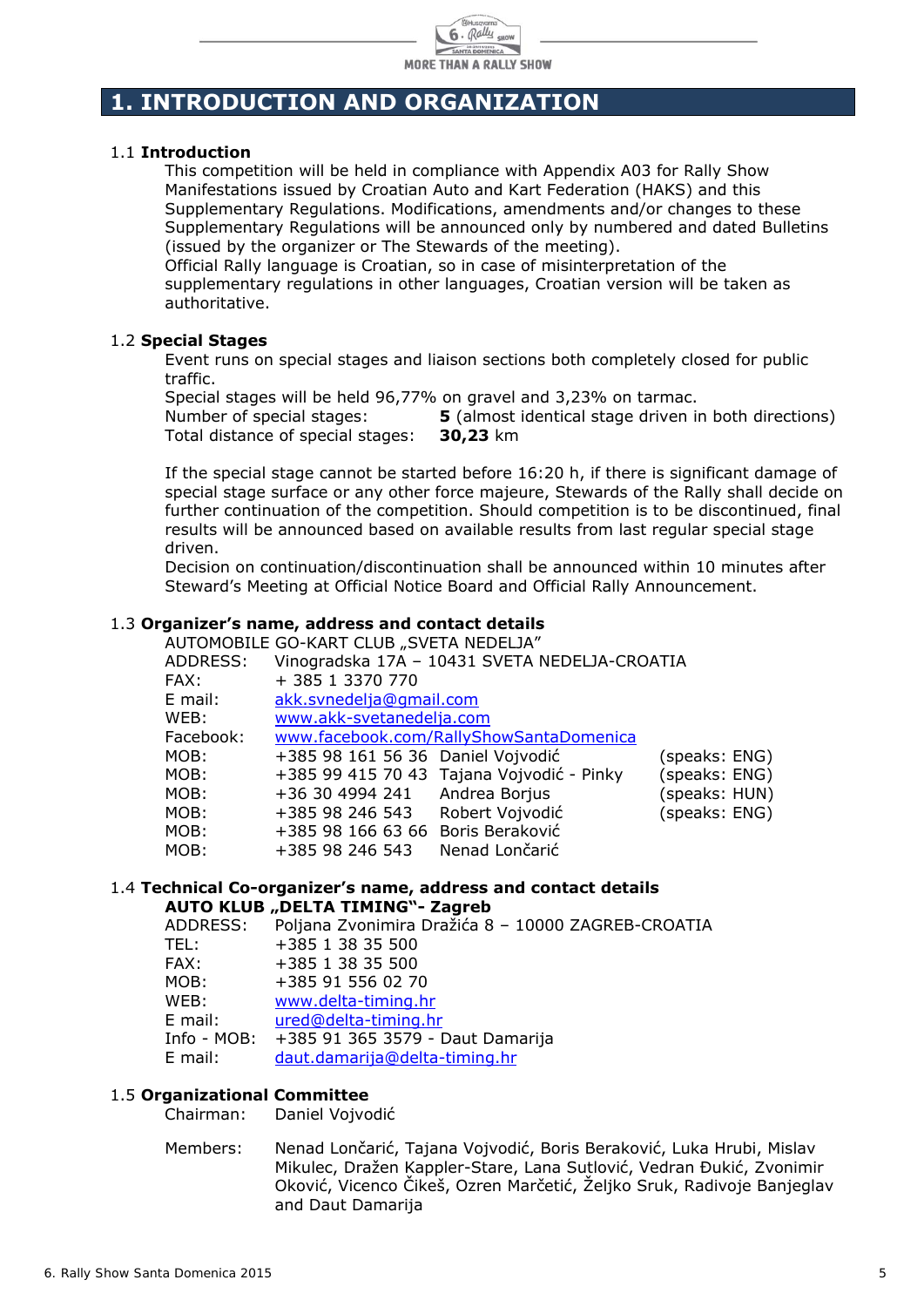# 1. INTRODUCTION AND ORGANIZATION

## 1.1 Introduction

This competition will be held in compliance with Appendix A03 for Rally Show Manifestations issued by Croatian Auto and Kart Federation (HAKS) and this Supplementary Regulations. Modifications, amendments and/or changes to these Supplementary Regulations will be announced only by numbered and dated Bulletins (issued by the organizer or The Stewards of the meeting).
Official Rally language is Croatian, so in case of misinterpretation of the supplementary regulations in other languages, Croatian version will be taken as authoritative.

## 1.2 Special Stages

Event runs on special stages and liaison sections both completely closed for public traffic.
Special stages will be held 96,77% on gravel and 3,23% on tarmac.
Number of special stages: **5** (almost identical stage driven in both directions)
Total distance of special stages: **30,23** km

If the special stage cannot be started before 16:20 h, if there is significant damage of special stage surface or any other force majeure, Stewards of the Rally shall decide on further continuation of the competition. Should competition is to be discontinued, final results will be announced based on available results from last regular special stage driven.
Decision on continuation/discontinuation shall be announced within 10 minutes after Steward's Meeting at Official Notice Board and Official Rally Announcement.

## 1.3 Organizer's name, address and contact details

AUTOMOBILE GO-KART CLUB „SVETA NEDELJA"

| | | | |
|---|---|---|---|
| ADDRESS: | Vinogradska 17A – 10431 SVETA NEDELJA-CROATIA | | |
| FAX: | + 385 1 3370 770 | | |
| E mail: | akk.svnedelja@gmail.com | | |
| WEB: | www.akk-svetanedelja.com | | |
| Facebook: | www.facebook.com/RallyShowSantaDomenica | | |
| MOB: | +385 98 161 56 36 | Daniel Vojvodić | (speaks: ENG) |
| MOB: | +385 99 415 70 43 | Tajana Vojvodić - Pinky | (speaks: ENG) |
| MOB: | +36 30 4994 241 | Andrea Borjus | (speaks: HUN) |
| MOB: | +385 98 246 543 | Robert Vojvodić | (speaks: ENG) |
| MOB: | +385 98 166 63 66 | Boris Beraković | |
| MOB: | +385 98 246 543 | Nenad Lončarić | |

## 1.4 Technical Co-organizer's name, address and contact details

**AUTO KLUB „DELTA TIMING"- Zagreb**

| | |
|---|---|
| ADDRESS: | Poljana Zvonimira Dražića 8 – 10000 ZAGREB-CROATIA |
| TEL: | +385 1 38 35 500 |
| FAX: | +385 1 38 35 500 |
| MOB: | +385 91 556 02 70 |
| WEB: | www.delta-timing.hr |
| E mail: | ured@delta-timing.hr |
| Info - MOB: | +385 91 365 3579 - Daut Damarija |
| E mail: | daut.damarija@delta-timing.hr |

## 1.5 Organizational Committee

Chairman: Daniel Vojvodić

Members: Nenad Lončarić, Tajana Vojvodić, Boris Beraković, Luka Hrubi, Mislav Mikulec, Dražen Kappler-Stare, Lana Sutlović, Vedran Đukić, Zvonimir Oković, Vicenco Čikeš, Ozren Marčetić, Željko Sruk, Radivoje Banjeglav and Daut Damarija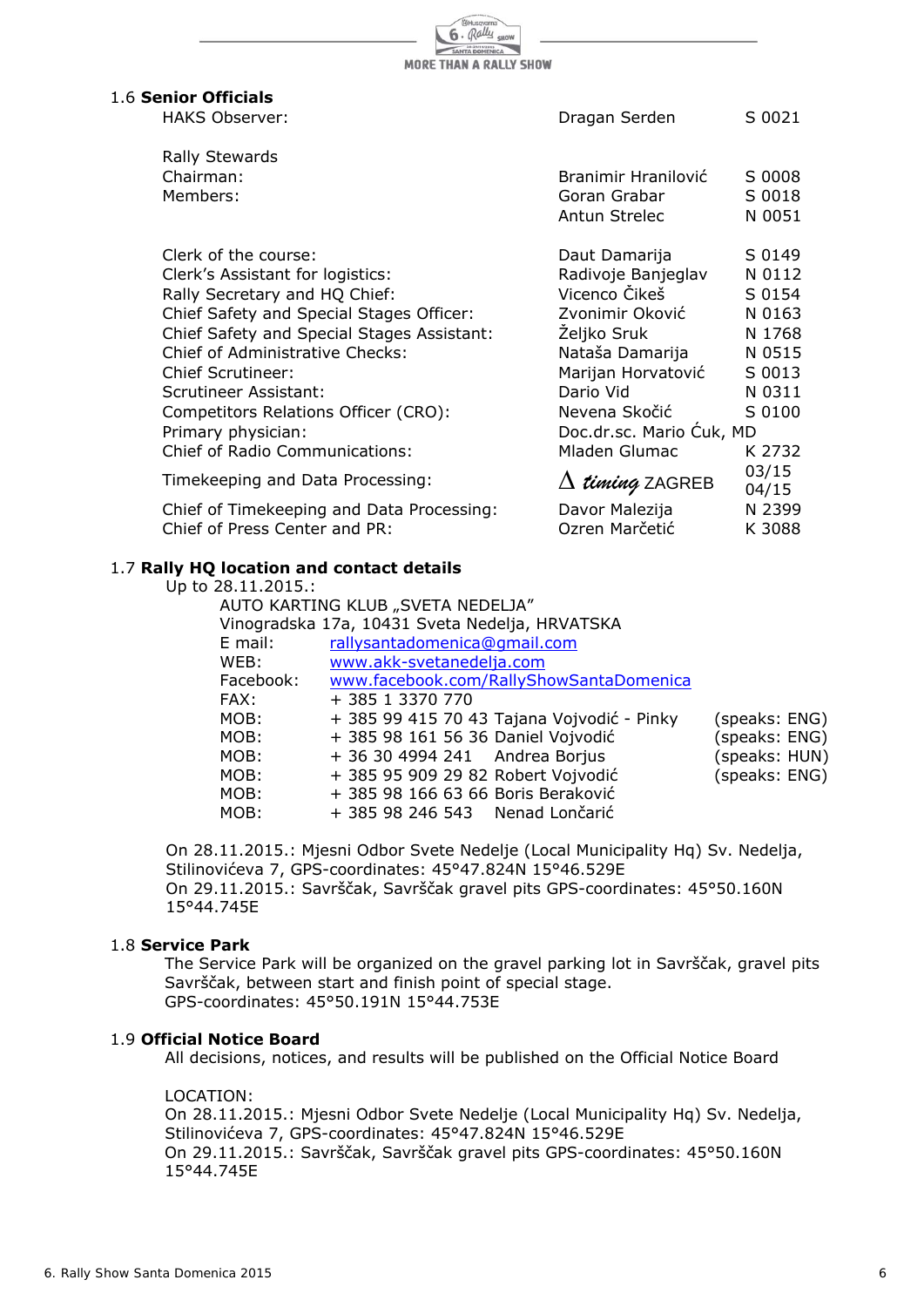## 1.6 **Senior Officials**

| | | |
|---|---|---|
| HAKS Observer: | Dragan Serden | S 0021 |
| Rally Stewards | | |
| Chairman: | Branimir Hranilović | S 0008 |
| Members: | Goran Grabar | S 0018 |
| | Antun Strelec | N 0051 |
| Clerk of the course: | Daut Damarija | S 0149 |
| Clerk's Assistant for logistics: | Radivoje Banjeglav | N 0112 |
| Rally Secretary and HQ Chief: | Vicenco Čikeš | S 0154 |
| Chief Safety and Special Stages Officer: | Zvonimir Oković | N 0163 |
| Chief Safety and Special Stages Assistant: | Željko Sruk | N 1768 |
| Chief of Administrative Checks: | Nataša Damarija | N 0515 |
| Chief Scrutineer: | Marijan Horvatović | S 0013 |
| Scrutineer Assistant: | Dario Vid | N 0311 |
| Competitors Relations Officer (CRO): | Nevena Skočić | S 0100 |
| Primary physician: | Doc.dr.sc. Mario Ćuk, MD | |
| Chief of Radio Communications: | Mladen Glumac | K 2732 |
| Timekeeping and Data Processing: | Δ *timing* ZAGREB | 03/15 04/15 |
| Chief of Timekeeping and Data Processing: | Davor Malezija | N 2399 |
| Chief of Press Center and PR: | Ozren Marčetić | K 3088 |

## 1.7 **Rally HQ location and contact details**

Up to 28.11.2015.:

AUTO KARTING KLUB „SVETA NEDELJA"
Vinogradska 17a, 10431 Sveta Nedelja, HRVATSKA

| | | |
|---|---|---|
| E mail: | rallysantadomenica@gmail.com | |
| WEB: | www.akk-svetanedelja.com | |
| Facebook: | www.facebook.com/RallyShowSantaDomenica | |
| FAX: | + 385 1 3370 770 | |
| MOB: | + 385 99 415 70 43 Tajana Vojvodić - Pinky | (speaks: ENG) |
| MOB: | + 385 98 161 56 36 Daniel Vojvodić | (speaks: ENG) |
| MOB: | + 36 30 4994 241 Andrea Borjus | (speaks: HUN) |
| MOB: | + 385 95 909 29 82 Robert Vojvodić | (speaks: ENG) |
| MOB: | + 385 98 166 63 66 Boris Beraković | |
| MOB: | + 385 98 246 543 Nenad Lončarić | |

On 28.11.2015.: Mjesni Odbor Svete Nedelje (Local Municipality Hq) Sv. Nedelja, Stilinovićeva 7, GPS-coordinates: 45°47.824N 15°46.529E
On 29.11.2015.: Savrščak, Savrščak gravel pits GPS-coordinates: 45°50.160N 15°44.745E

## 1.8 **Service Park**

The Service Park will be organized on the gravel parking lot in Savrščak, gravel pits Savrščak, between start and finish point of special stage.
GPS-coordinates: 45°50.191N 15°44.753E

## 1.9 **Official Notice Board**

All decisions, notices, and results will be published on the Official Notice Board

LOCATION:
On 28.11.2015.: Mjesni Odbor Svete Nedelje (Local Municipality Hq) Sv. Nedelja, Stilinovićeva 7, GPS-coordinates: 45°47.824N 15°46.529E
On 29.11.2015.: Savrščak, Savrščak gravel pits GPS-coordinates: 45°50.160N 15°44.745E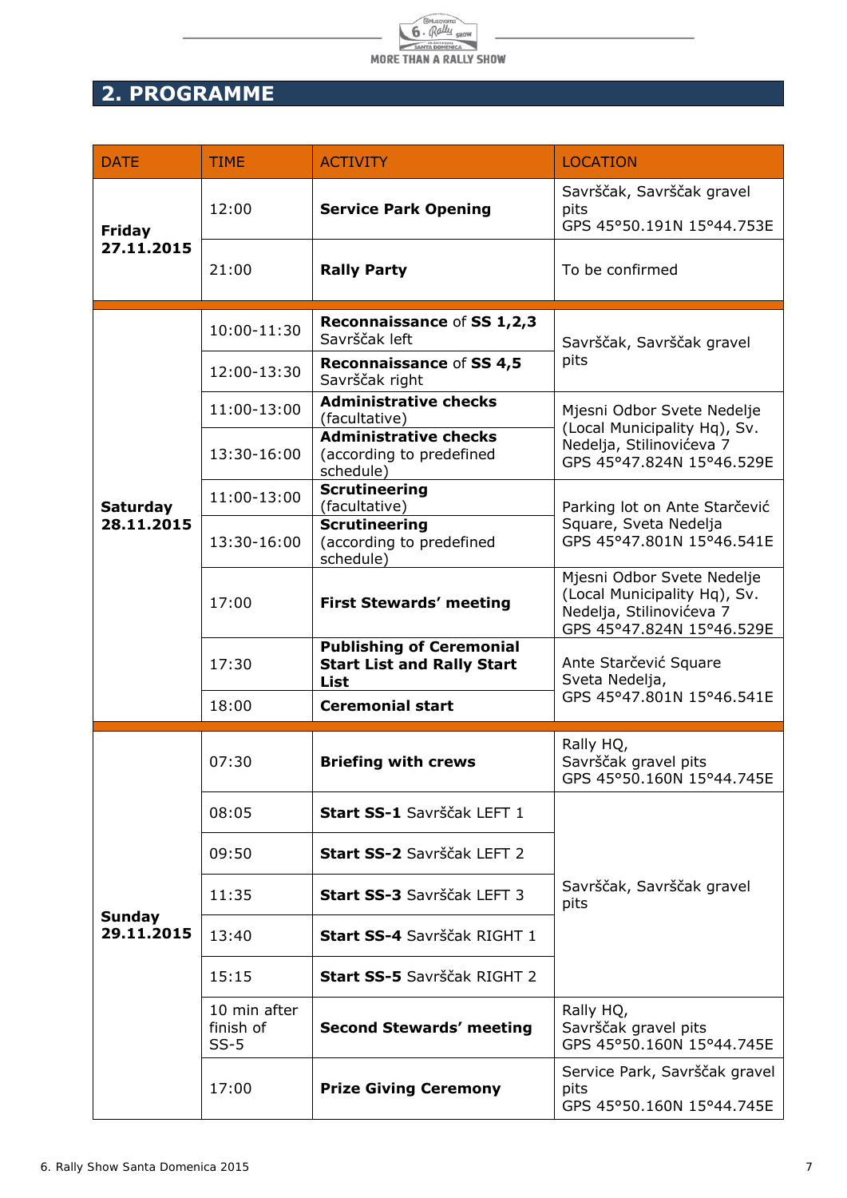## 2. PROGRAMME

| DATE | TIME | ACTIVITY | LOCATION |
|---|---|---|---|
| **Friday 27.11.2015** | 12:00 | **Service Park Opening** | Savrščak, Savrščak gravel pits GPS 45°50.191N 15°44.753E |
| | 21:00 | **Rally Party** | To be confirmed |
| **Saturday 28.11.2015** | 10:00-11:30 | **Reconnaissance** of **SS 1,2,3** Savrščak left | Savrščak, Savrščak gravel pits |
| | 12:00-13:30 | **Reconnaissance** of **SS 4,5** Savrščak right | |
| | 11:00-13:00 | **Administrative checks** (facultative) | Mjesni Odbor Svete Nedelje (Local Municipality Hq), Sv. Nedelja, Stilinovićeva 7 GPS 45°47.824N 15°46.529E |
| | 13:30-16:00 | **Administrative checks** (according to predefined schedule) | |
| | 11:00-13:00 | **Scrutineering** (facultative) | Parking lot on Ante Starčević Square, Sveta Nedelja GPS 45°47.801N 15°46.541E |
| | 13:30-16:00 | **Scrutineering** (according to predefined schedule) | |
| | 17:00 | **First Stewards' meeting** | Mjesni Odbor Svete Nedelje (Local Municipality Hq), Sv. Nedelja, Stilinovićeva 7 GPS 45°47.824N 15°46.529E |
| | 17:30 | **Publishing of Ceremonial Start List and Rally Start List** | Ante Starčević Square Sveta Nedelja, GPS 45°47.801N 15°46.541E |
| | 18:00 | **Ceremonial start** | |
| **Sunday 29.11.2015** | 07:30 | **Briefing with crews** | Rally HQ, Savrščak gravel pits GPS 45°50.160N 15°44.745E |
| | 08:05 | **Start SS-1** Savrščak LEFT 1 | Savrščak, Savrščak gravel pits |
| | 09:50 | **Start SS-2** Savrščak LEFT 2 | |
| | 11:35 | **Start SS-3** Savrščak LEFT 3 | |
| | 13:40 | **Start SS-4** Savrščak RIGHT 1 | |
| | 15:15 | **Start SS-5** Savrščak RIGHT 2 | |
| | 10 min after finish of SS-5 | **Second Stewards' meeting** | Rally HQ, Savrščak gravel pits GPS 45°50.160N 15°44.745E |
| | 17:00 | **Prize Giving Ceremony** | Service Park, Savrščak gravel pits GPS 45°50.160N 15°44.745E |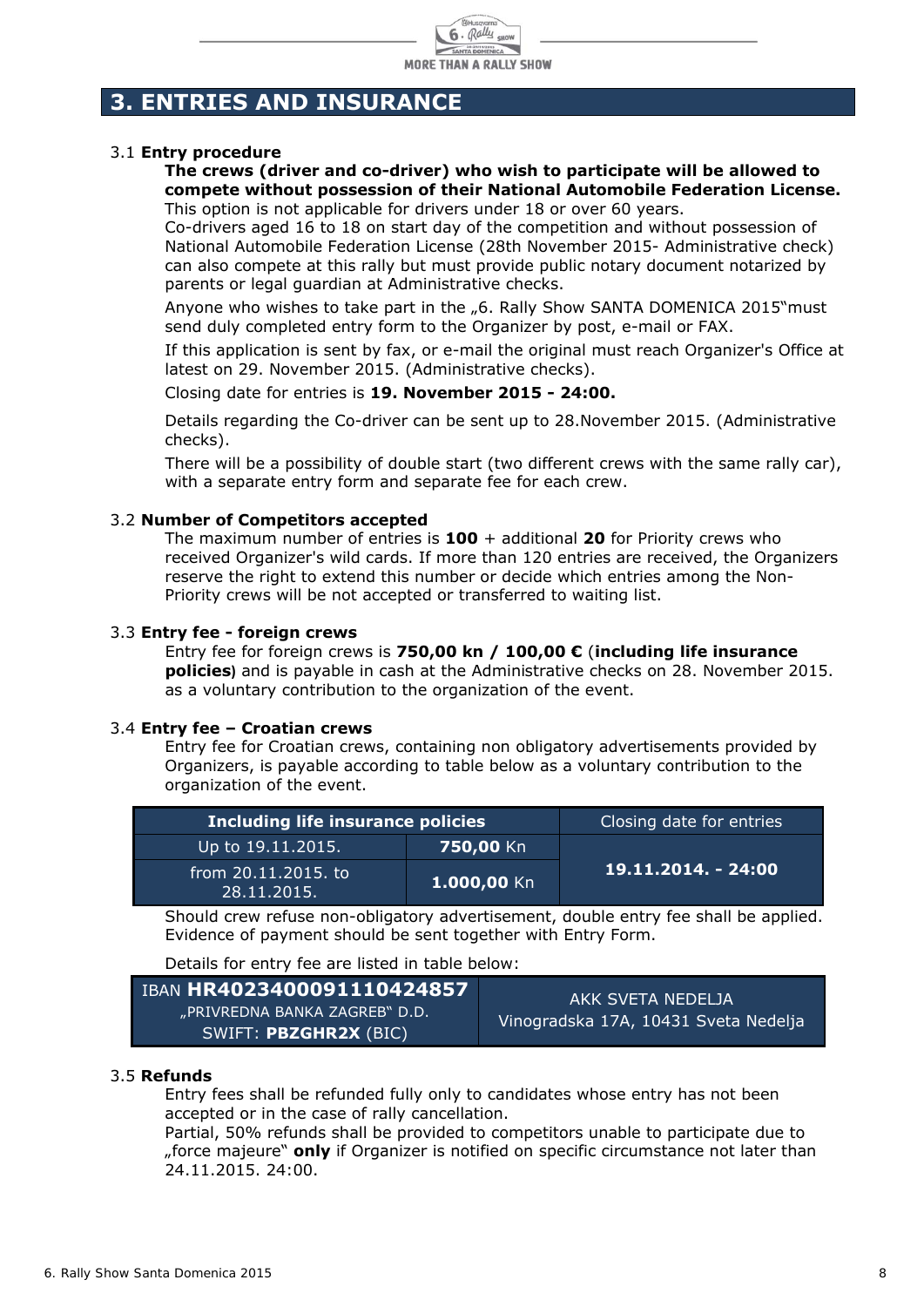## 3. ENTRIES AND INSURANCE

### 3.1 Entry procedure

**The crews (driver and co-driver) who wish to participate will be allowed to compete without possession of their National Automobile Federation License.**
This option is not applicable for drivers under 18 or over 60 years.
Co-drivers aged 16 to 18 on start day of the competition and without possession of National Automobile Federation License (28th November 2015- Administrative check) can also compete at this rally but must provide public notary document notarized by parents or legal guardian at Administrative checks.

Anyone who wishes to take part in the „6. Rally Show SANTA DOMENICA 2015"must send duly completed entry form to the Organizer by post, e-mail or FAX.

If this application is sent by fax, or e-mail the original must reach Organizer's Office at latest on 29. November 2015. (Administrative checks).

Closing date for entries is **19. November 2015 - 24:00.**

Details regarding the Co-driver can be sent up to 28.November 2015. (Administrative checks).

There will be a possibility of double start (two different crews with the same rally car), with a separate entry form and separate fee for each crew.

### 3.2 Number of Competitors accepted

The maximum number of entries is **100** + additional **20** for Priority crews who received Organizer's wild cards. If more than 120 entries are received, the Organizers reserve the right to extend this number or decide which entries among the Non-Priority crews will be not accepted or transferred to waiting list.

### 3.3 Entry fee - foreign crews

Entry fee for foreign crews is **750,00 kn / 100,00 €** (**including life insurance policies**) and is payable in cash at the Administrative checks on 28. November 2015. as a voluntary contribution to the organization of the event.

### 3.4 Entry fee – Croatian crews

Entry fee for Croatian crews, containing non obligatory advertisements provided by Organizers, is payable according to table below as a voluntary contribution to the organization of the event.

| **Including life insurance policies** | | Closing date for entries |
|---|---|---|
| Up to 19.11.2015. | **750,00** Kn | **19.11.2014. - 24:00** |
| from 20.11.2015. to 28.11.2015. | **1.000,00** Kn | |

Should crew refuse non-obligatory advertisement, double entry fee shall be applied. Evidence of payment should be sent together with Entry Form.

Details for entry fee are listed in table below:

| IBAN **HR4023400091110424857** „PRIVREDNA BANKA ZAGREB" D.D. SWIFT: **PBZGHR2X** (BIC) | AKK SVETA NEDELJA Vinogradska 17A, 10431 Sveta Nedelja |
|---|---|

### 3.5 Refunds

Entry fees shall be refunded fully only to candidates whose entry has not been accepted or in the case of rally cancellation.
Partial, 50% refunds shall be provided to competitors unable to participate due to „force majeure" **only** if Organizer is notified on specific circumstance not later than 24.11.2015. 24:00.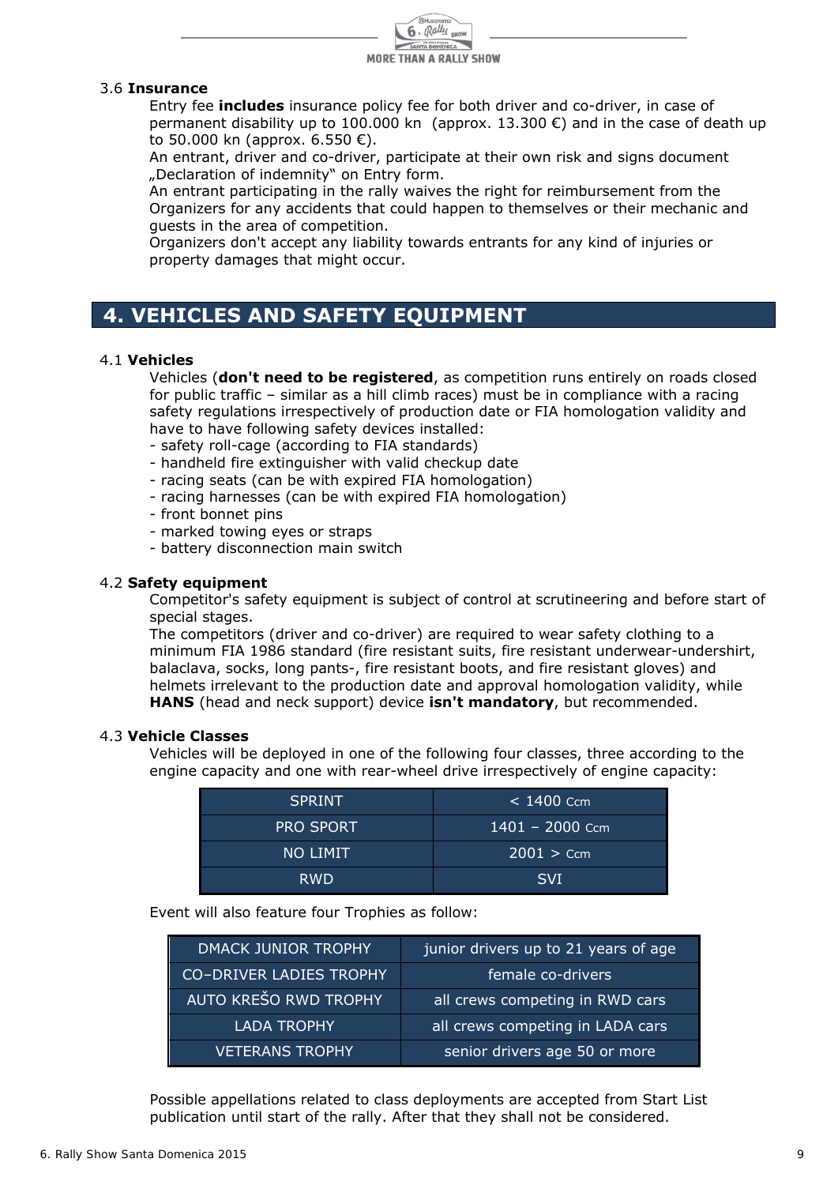### 3.6 **Insurance**

Entry fee **includes** insurance policy fee for both driver and co-driver, in case of permanent disability up to 100.000 kn (approx. 13.300 €) and in the case of death up to 50.000 kn (approx. 6.550 €).
An entrant, driver and co-driver, participate at their own risk and signs document „Declaration of indemnity" on Entry form.
An entrant participating in the rally waives the right for reimbursement from the Organizers for any accidents that could happen to themselves or their mechanic and guests in the area of competition.
Organizers don't accept any liability towards entrants for any kind of injuries or property damages that might occur.

## 4. VEHICLES AND SAFETY EQUIPMENT

### 4.1 **Vehicles**

Vehicles (**don't need to be registered**, as competition runs entirely on roads closed for public traffic – similar as a hill climb races) must be in compliance with a racing safety regulations irrespectively of production date or FIA homologation validity and have to have following safety devices installed:

- safety roll-cage (according to FIA standards)
- handheld fire extinguisher with valid checkup date
- racing seats (can be with expired FIA homologation)
- racing harnesses (can be with expired FIA homologation)
- front bonnet pins
- marked towing eyes or straps
- battery disconnection main switch

### 4.2 **Safety equipment**

Competitor's safety equipment is subject of control at scrutineering and before start of special stages.
The competitors (driver and co-driver) are required to wear safety clothing to a minimum FIA 1986 standard (fire resistant suits, fire resistant underwear-undershirt, balaclava, socks, long pants-, fire resistant boots, and fire resistant gloves) and helmets irrelevant to the production date and approval homologation validity, while **HANS** (head and neck support) device **isn't mandatory**, but recommended.

### 4.3 **Vehicle Classes**

Vehicles will be deployed in one of the following four classes, three according to the engine capacity and one with rear-wheel drive irrespectively of engine capacity:

| SPRINT | < 1400 Ccm |
|---|---|
| PRO SPORT | 1401 – 2000 Ccm |
| NO LIMIT | 2001 > Ccm |
| RWD | SVI |

Event will also feature four Trophies as follow:

| DMACK JUNIOR TROPHY | junior drivers up to 21 years of age |
|---|---|
| CO–DRIVER LADIES TROPHY | female co-drivers |
| AUTO KREŠO RWD TROPHY | all crews competing in RWD cars |
| LADA TROPHY | all crews competing in LADA cars |
| VETERANS TROPHY | senior drivers age 50 or more |

Possible appellations related to class deployments are accepted from Start List publication until start of the rally. After that they shall not be considered.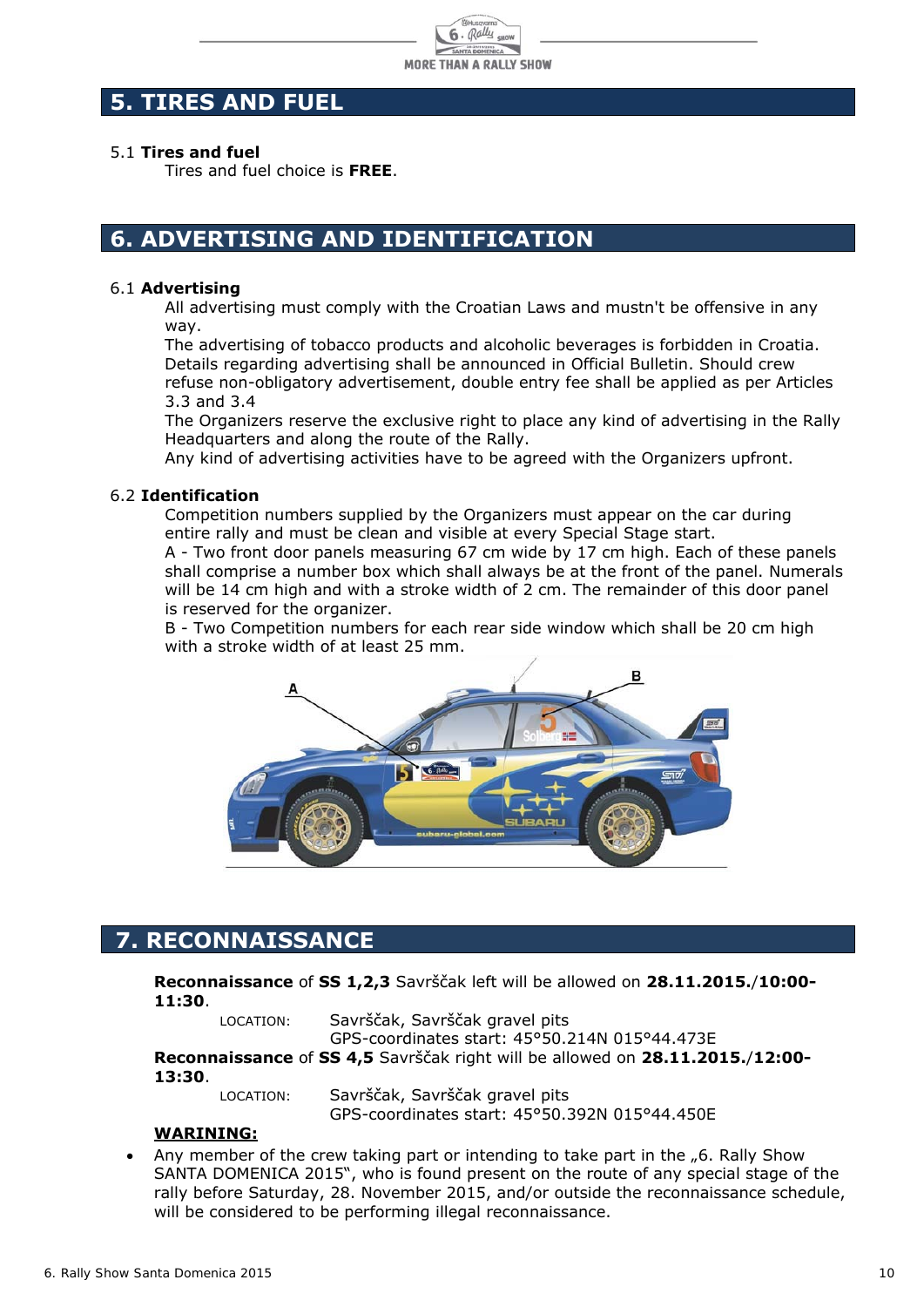## 5. TIRES AND FUEL

5.1 **Tires and fuel**

Tires and fuel choice is **FREE**.

## 6. ADVERTISING AND IDENTIFICATION

6.1 **Advertising**

All advertising must comply with the Croatian Laws and mustn't be offensive in any way.
The advertising of tobacco products and alcoholic beverages is forbidden in Croatia.
Details regarding advertising shall be announced in Official Bulletin. Should crew refuse non-obligatory advertisement, double entry fee shall be applied as per Articles 3.3 and 3.4
The Organizers reserve the exclusive right to place any kind of advertising in the Rally Headquarters and along the route of the Rally.
Any kind of advertising activities have to be agreed with the Organizers upfront.

6.2 **Identification**

Competition numbers supplied by the Organizers must appear on the car during entire rally and must be clean and visible at every Special Stage start.
A - Two front door panels measuring 67 cm wide by 17 cm high. Each of these panels shall comprise a number box which shall always be at the front of the panel. Numerals will be 14 cm high and with a stroke width of 2 cm. The remainder of this door panel is reserved for the organizer.
B - Two Competition numbers for each rear side window which shall be 20 cm high with a stroke width of at least 25 mm.

## 7. RECONNAISSANCE

**Reconnaissance** of **SS 1,2,3** Savrščak left will be allowed on **28.11.2015./10:00-11:30**.

LOCATION: Savrščak, Savrščak gravel pits
GPS-coordinates start: 45°50.214N 015°44.473E

**Reconnaissance** of **SS 4,5** Savrščak right will be allowed on **28.11.2015./12:00-13:30**.

LOCATION: Savrščak, Savrščak gravel pits
GPS-coordinates start: 45°50.392N 015°44.450E

**WARINING:**

- Any member of the crew taking part or intending to take part in the „6. Rally Show SANTA DOMENICA 2015", who is found present on the route of any special stage of the rally before Saturday, 28. November 2015, and/or outside the reconnaissance schedule, will be considered to be performing illegal reconnaissance.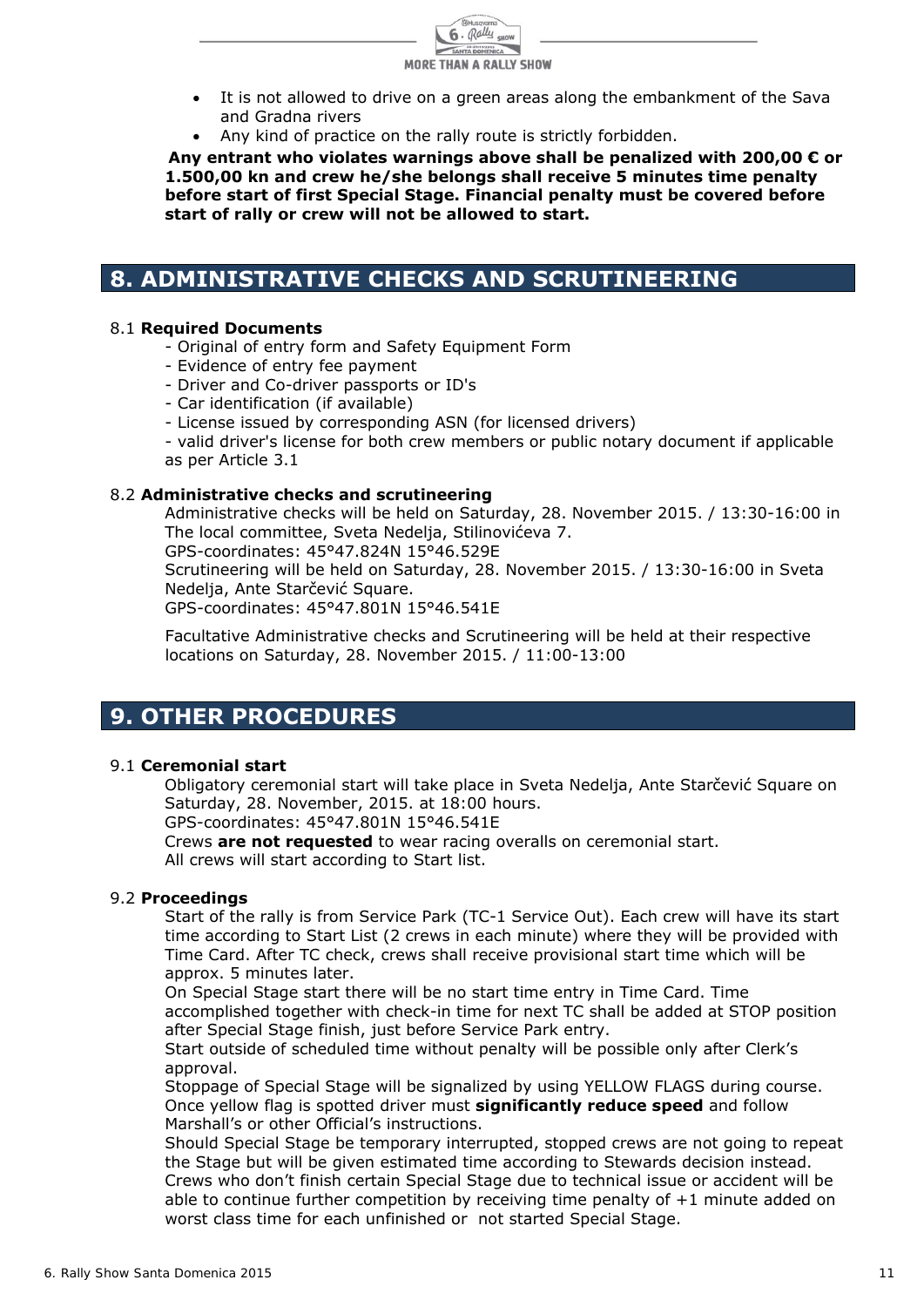- It is not allowed to drive on a green areas along the embankment of the Sava and Gradna rivers
- Any kind of practice on the rally route is strictly forbidden.

**Any entrant who violates warnings above shall be penalized with 200,00 € or 1.500,00 kn and crew he/she belongs shall receive 5 minutes time penalty before start of first Special Stage. Financial penalty must be covered before start of rally or crew will not be allowed to start.**

# 8. ADMINISTRATIVE CHECKS AND SCRUTINEERING

8.1 **Required Documents**

- Original of entry form and Safety Equipment Form
- Evidence of entry fee payment
- Driver and Co-driver passports or ID's
- Car identification (if available)
- License issued by corresponding ASN (for licensed drivers)
- valid driver's license for both crew members or public notary document if applicable as per Article 3.1

8.2 **Administrative checks and scrutineering**

Administrative checks will be held on Saturday, 28. November 2015. / 13:30-16:00 in The local committee, Sveta Nedelja, Stilinovićeva 7.
GPS-coordinates: 45°47.824N 15°46.529E
Scrutineering will be held on Saturday, 28. November 2015. / 13:30-16:00 in Sveta Nedelja, Ante Starčević Square.
GPS-coordinates: 45°47.801N 15°46.541E

Facultative Administrative checks and Scrutineering will be held at their respective locations on Saturday, 28. November 2015. / 11:00-13:00

# 9. OTHER PROCEDURES

9.1 **Ceremonial start**

Obligatory ceremonial start will take place in Sveta Nedelja, Ante Starčević Square on Saturday, 28. November, 2015. at 18:00 hours.
GPS-coordinates: 45°47.801N 15°46.541E
Crews **are not requested** to wear racing overalls on ceremonial start.
All crews will start according to Start list.

9.2 **Proceedings**

Start of the rally is from Service Park (TC-1 Service Out). Each crew will have its start time according to Start List (2 crews in each minute) where they will be provided with Time Card. After TC check, crews shall receive provisional start time which will be approx. 5 minutes later.
On Special Stage start there will be no start time entry in Time Card. Time accomplished together with check-in time for next TC shall be added at STOP position after Special Stage finish, just before Service Park entry.
Start outside of scheduled time without penalty will be possible only after Clerk's approval.
Stoppage of Special Stage will be signalized by using YELLOW FLAGS during course. Once yellow flag is spotted driver must **significantly reduce speed** and follow Marshall's or other Official's instructions.
Should Special Stage be temporary interrupted, stopped crews are not going to repeat the Stage but will be given estimated time according to Stewards decision instead.
Crews who don't finish certain Special Stage due to technical issue or accident will be able to continue further competition by receiving time penalty of +1 minute added on worst class time for each unfinished or not started Special Stage.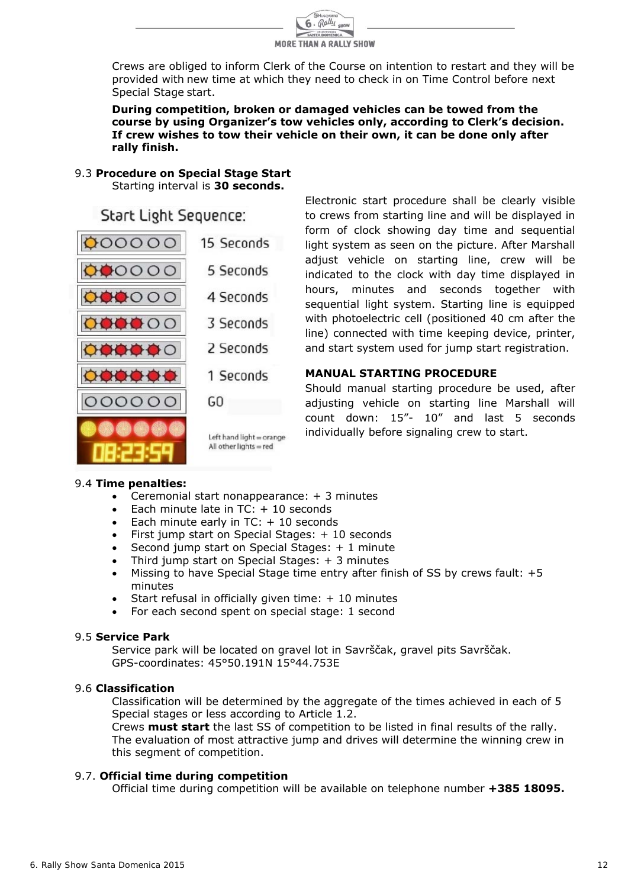Crews are obliged to inform Clerk of the Course on intention to restart and they will be provided with new time at which they need to check in on Time Control before next Special Stage start.

**During competition, broken or damaged vehicles can be towed from the course by using Organizer's tow vehicles only, according to Clerk's decision. If crew wishes to tow their vehicle on their own, it can be done only after rally finish.**

## 9.3 **Procedure on Special Stage Start**

Starting interval is **30 seconds.**

Start Light Sequence:

| Lights | Time |
| --- | --- |
| ●○○○○○ | 15 Seconds |
| ●●○○○○ | 5 Seconds |
| ●●●○○○ | 4 Seconds |
| ●●●●○○ | 3 Seconds |
| ●●●●●○ | 2 Seconds |
| ●●●●●● | 1 Seconds |
| ○○○○○○ | GO |
| 08:23:59 | Left hand light = orange<br>All other lights = red |

Electronic start procedure shall be clearly visible to crews from starting line and will be displayed in form of clock showing day time and sequential light system as seen on the picture. After Marshall adjust vehicle on starting line, crew will be indicated to the clock with day time displayed in hours, minutes and seconds together with sequential light system. Starting line is equipped with photoelectric cell (positioned 40 cm after the line) connected with time keeping device, printer, and start system used for jump start registration.

**MANUAL STARTING PROCEDURE**

Should manual starting procedure be used, after adjusting vehicle on starting line Marshall will count down: 15"- 10" and last 5 seconds individually before signaling crew to start.

## 9.4 **Time penalties:**

- Ceremonial start nonappearance: + 3 minutes
- Each minute late in TC: + 10 seconds
- Each minute early in TC: + 10 seconds
- First jump start on Special Stages: + 10 seconds
- Second jump start on Special Stages: + 1 minute
- Third jump start on Special Stages: + 3 minutes
- Missing to have Special Stage time entry after finish of SS by crews fault: +5 minutes
- Start refusal in officially given time: + 10 minutes
- For each second spent on special stage: 1 second

## 9.5 **Service Park**

Service park will be located on gravel lot in Savrščak, gravel pits Savrščak.
GPS-coordinates: 45°50.191N 15°44.753E

## 9.6 **Classification**

Classification will be determined by the aggregate of the times achieved in each of 5 Special stages or less according to Article 1.2.
Crews **must start** the last SS of competition to be listed in final results of the rally.
The evaluation of most attractive jump and drives will determine the winning crew in this segment of competition.

## 9.7. **Official time during competition**

Official time during competition will be available on telephone number **+385 18095.**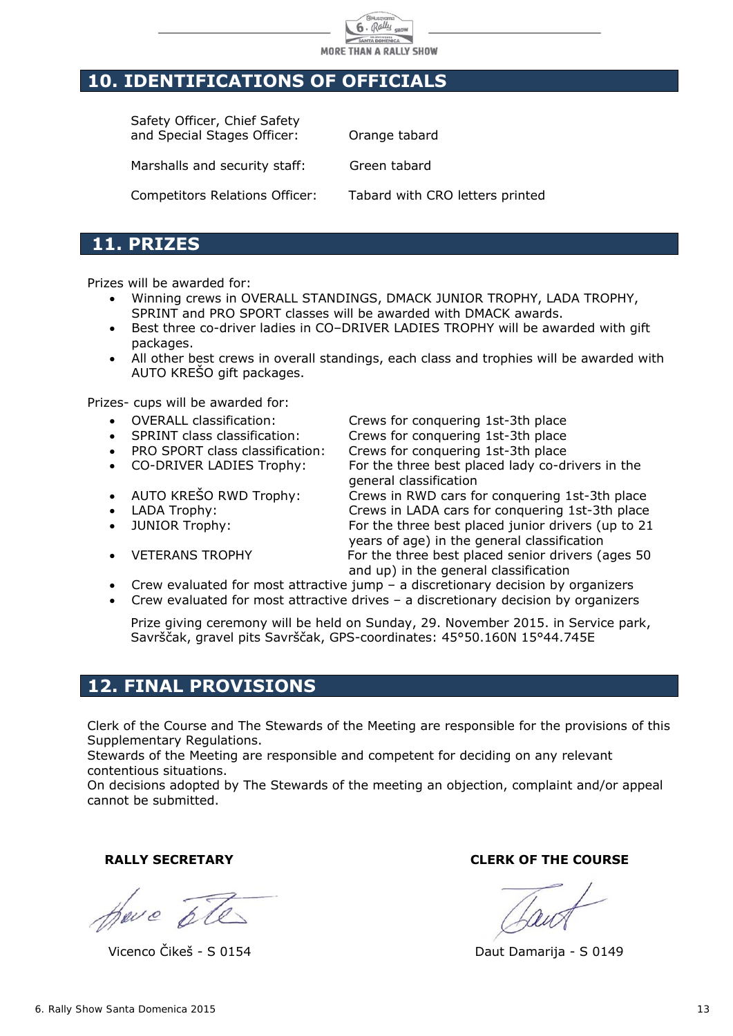## 10. IDENTIFICATIONS OF OFFICIALS

| | |
|---|---|
| Safety Officer, Chief Safety and Special Stages Officer: | Orange tabard |
| Marshalls and security staff: | Green tabard |
| Competitors Relations Officer: | Tabard with CRO letters printed |

## 11. PRIZES

Prizes will be awarded for:

- Winning crews in OVERALL STANDINGS, DMACK JUNIOR TROPHY, LADA TROPHY, SPRINT and PRO SPORT classes will be awarded with DMACK awards.
- Best three co-driver ladies in CO–DRIVER LADIES TROPHY will be awarded with gift packages.
- All other best crews in overall standings, each class and trophies will be awarded with AUTO KREŠO gift packages.

Prizes- cups will be awarded for:

- OVERALL classification: Crews for conquering 1st-3th place
- SPRINT class classification: Crews for conquering 1st-3th place
- PRO SPORT class classification: Crews for conquering 1st-3th place
- CO-DRIVER LADIES Trophy: For the three best placed lady co-drivers in the general classification
- AUTO KREŠO RWD Trophy: Crews in RWD cars for conquering 1st-3th place
- LADA Trophy: Crews in LADA cars for conquering 1st-3th place
- JUNIOR Trophy: For the three best placed junior drivers (up to 21 years of age) in the general classification
- VETERANS TROPHY For the three best placed senior drivers (ages 50 and up) in the general classification
- Crew evaluated for most attractive jump – a discretionary decision by organizers
- Crew evaluated for most attractive drives – a discretionary decision by organizers

Prize giving ceremony will be held on Sunday, 29. November 2015. in Service park, Savrščak, gravel pits Savrščak, GPS-coordinates: 45°50.160N 15°44.745E

## 12. FINAL PROVISIONS

Clerk of the Course and The Stewards of the Meeting are responsible for the provisions of this Supplementary Regulations.
Stewards of the Meeting are responsible and competent for deciding on any relevant contentious situations.
On decisions adopted by The Stewards of the meeting an objection, complaint and/or appeal cannot be submitted.

**RALLY SECRETARY**

Vicenco Čikeš - S 0154

**CLERK OF THE COURSE**

Daut Damarija - S 0149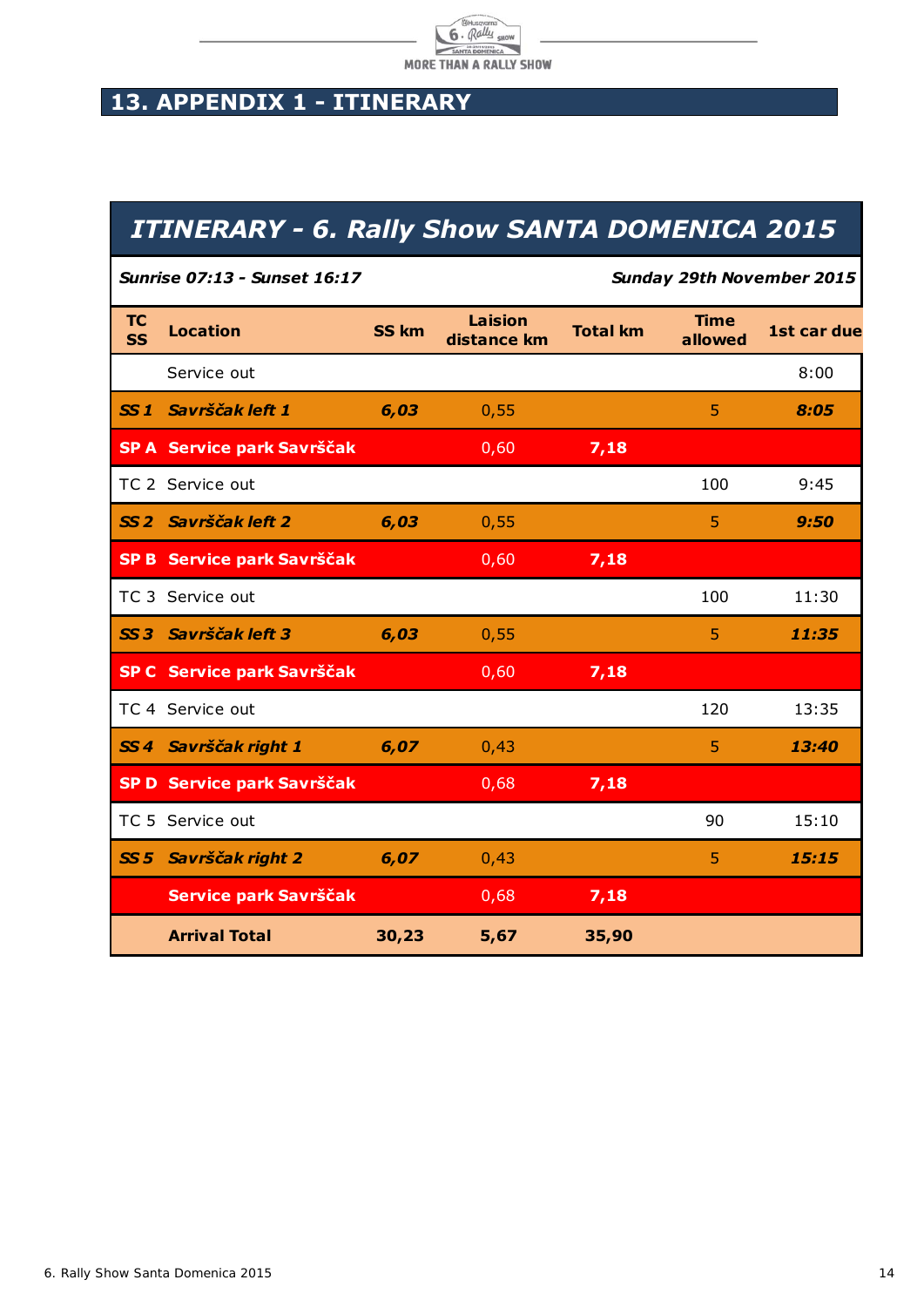## 13. APPENDIX 1 - ITINERARY

### *ITINERARY - 6. Rally Show SANTA DOMENICA 2015*

***Sunrise 07:13 - Sunset 16:17*** — ***Sunday 29th November 2015***

| TC SS | Location | SS km | Laision distance km | Total km | Time allowed | 1st car due |
|---|---|---|---|---|---|---|
| | Service out | | | | | 8:00 |
| ***SS 1*** | ***Savrščak left 1*** | ***6,03*** | 0,55 | | 5 | ***8:05*** |
| **SP A** | **Service park Savrščak** | | 0,60 | **7,18** | | |
| TC 2 | Service out | | | | 100 | 9:45 |
| ***SS 2*** | ***Savrščak left 2*** | ***6,03*** | 0,55 | | 5 | ***9:50*** |
| **SP B** | **Service park Savrščak** | | 0,60 | **7,18** | | |
| TC 3 | Service out | | | | 100 | 11:30 |
| ***SS 3*** | ***Savrščak left 3*** | ***6,03*** | 0,55 | | 5 | ***11:35*** |
| **SP C** | **Service park Savrščak** | | 0,60 | **7,18** | | |
| TC 4 | Service out | | | | 120 | 13:35 |
| ***SS 4*** | ***Savrščak right 1*** | ***6,07*** | 0,43 | | 5 | ***13:40*** |
| **SP D** | **Service park Savrščak** | | 0,68 | **7,18** | | |
| TC 5 | Service out | | | | 90 | 15:10 |
| ***SS 5*** | ***Savrščak right 2*** | ***6,07*** | 0,43 | | 5 | ***15:15*** |
| | **Service park Savrščak** | | 0,68 | **7,18** | | |
| | **Arrival Total** | **30,23** | **5,67** | **35,90** | | |